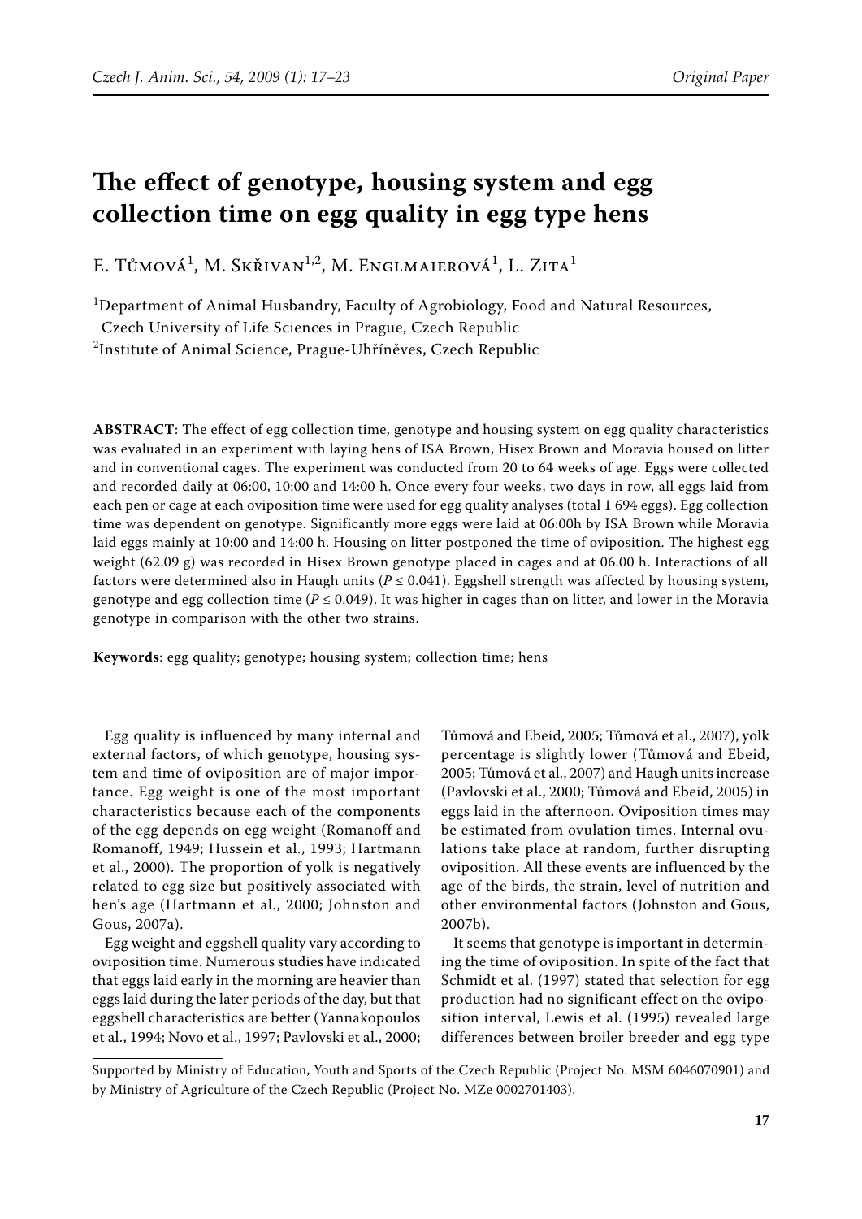# The effect of genotype, housing system and egg collection time on egg quality in egg type hens

E. Tůmová[1], M. Skřivan[1,2], M. Englmaierová[1], L. Zita[1]

[1]Department of Animal Husbandry, Faculty of Agrobiology, Food and Natural Resources, Czech University of Life Sciences in Prague, Czech Republic

[2]Institute of Animal Science, Prague-Uhříněves, Czech Republic

**ABSTRACT**: The effect of egg collection time, genotype and housing system on egg quality characteristics was evaluated in an experiment with laying hens of ISA Brown, Hisex Brown and Moravia housed on litter and in conventional cages. The experiment was conducted from 20 to 64 weeks of age. Eggs were collected and recorded daily at 06:00, 10:00 and 14:00 h. Once every four weeks, two days in row, all eggs laid from each pen or cage at each oviposition time were used for egg quality analyses (total 1 694 eggs). Egg collection time was dependent on genotype. Significantly more eggs were laid at 06:00h by ISA Brown while Moravia laid eggs mainly at 10:00 and 14:00 h. Housing on litter postponed the time of oviposition. The highest egg weight (62.09 g) was recorded in Hisex Brown genotype placed in cages and at 06.00 h. Interactions of all factors were determined also in Haugh units ($P \leq 0.041$). Eggshell strength was affected by housing system, genotype and egg collection time ($P \leq 0.049$). It was higher in cages than on litter, and lower in the Moravia genotype in comparison with the other two strains.

**Keywords**: egg quality; genotype; housing system; collection time; hens

Egg quality is influenced by many internal and external factors, of which genotype, housing system and time of oviposition are of major importance. Egg weight is one of the most important characteristics because each of the components of the egg depends on egg weight (Romanoff and Romanoff, 1949; Hussein et al., 1993; Hartmann et al., 2000). The proportion of yolk is negatively related to egg size but positively associated with hen's age (Hartmann et al., 2000; Johnston and Gous, 2007a).

Egg weight and eggshell quality vary according to oviposition time. Numerous studies have indicated that eggs laid early in the morning are heavier than eggs laid during the later periods of the day, but that eggshell characteristics are better (Yannakopoulos et al., 1994; Novo et al., 1997; Pavlovski et al., 2000; Tůmová and Ebeid, 2005; Tůmová et al., 2007), yolk percentage is slightly lower (Tůmová and Ebeid, 2005; Tůmová et al., 2007) and Haugh units increase (Pavlovski et al., 2000; Tůmová and Ebeid, 2005) in eggs laid in the afternoon. Oviposition times may be estimated from ovulation times. Internal ovulations take place at random, further disrupting oviposition. All these events are influenced by the age of the birds, the strain, level of nutrition and other environmental factors (Johnston and Gous, 2007b).

It seems that genotype is important in determining the time of oviposition. In spite of the fact that Schmidt et al. (1997) stated that selection for egg production had no significant effect on the oviposition interval, Lewis et al. (1995) revealed large differences between broiler breeder and egg type

Supported by Ministry of Education, Youth and Sports of the Czech Republic (Project No. MSM 6046070901) and by Ministry of Agriculture of the Czech Republic (Project No. MZe 0002701403).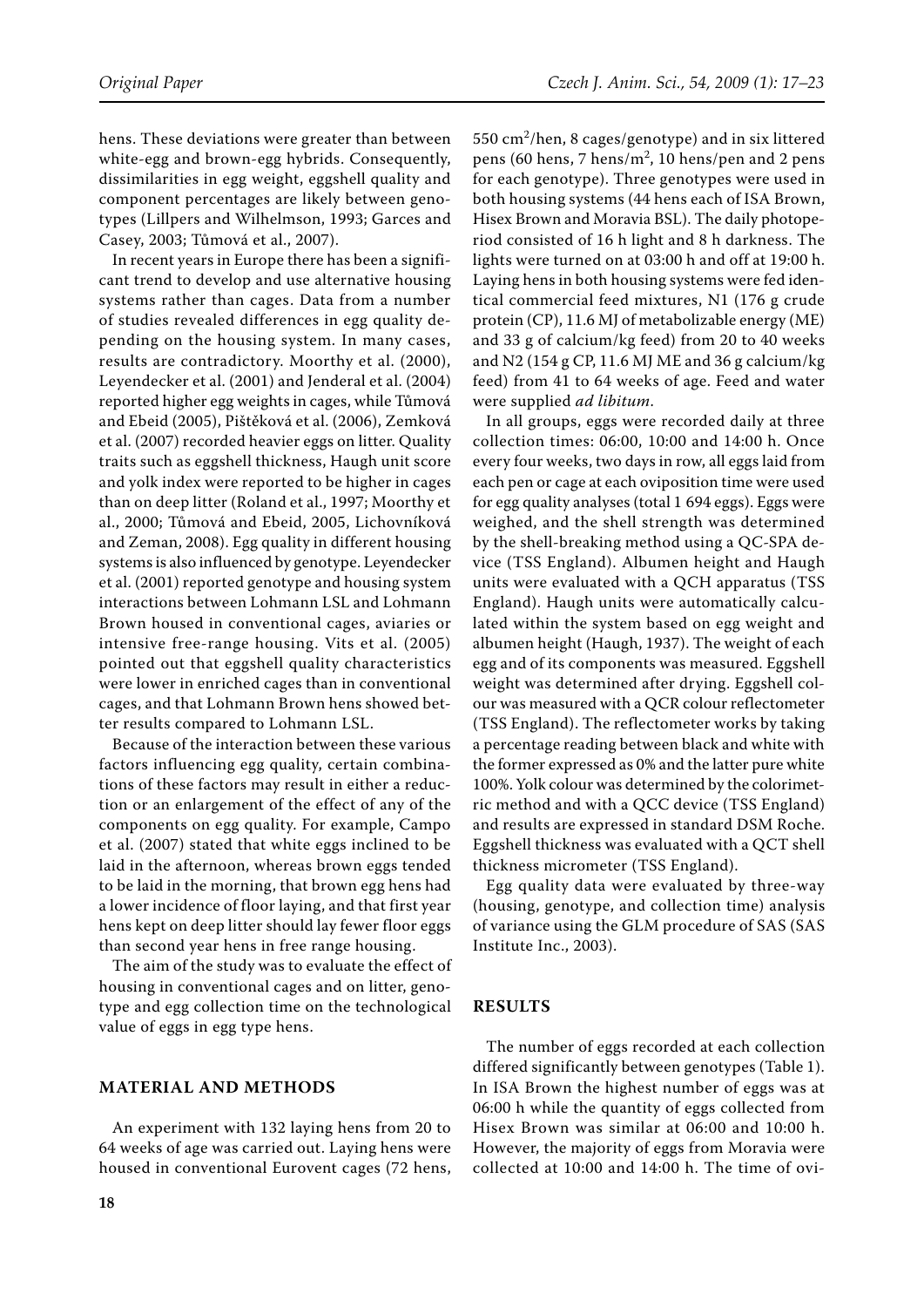hens. These deviations were greater than between white-egg and brown-egg hybrids. Consequently, dissimilarities in egg weight, eggshell quality and component percentages are likely between genotypes (Lillpers and Wilhelmson, 1993; Garces and Casey, 2003; Tůmová et al., 2007).

In recent years in Europe there has been a significant trend to develop and use alternative housing systems rather than cages. Data from a number of studies revealed differences in egg quality depending on the housing system. In many cases, results are contradictory. Moorthy et al. (2000), Leyendecker et al. (2001) and Jenderal et al. (2004) reported higher egg weights in cages, while Tůmová and Ebeid (2005), Pištěková et al. (2006), Zemková et al. (2007) recorded heavier eggs on litter. Quality traits such as eggshell thickness, Haugh unit score and yolk index were reported to be higher in cages than on deep litter (Roland et al., 1997; Moorthy et al., 2000; Tůmová and Ebeid, 2005, Lichovníková and Zeman, 2008). Egg quality in different housing systems is also influenced by genotype. Leyendecker et al. (2001) reported genotype and housing system interactions between Lohmann LSL and Lohmann Brown housed in conventional cages, aviaries or intensive free-range housing. Vits et al. (2005) pointed out that eggshell quality characteristics were lower in enriched cages than in conventional cages, and that Lohmann Brown hens showed better results compared to Lohmann LSL.

Because of the interaction between these various factors influencing egg quality, certain combinations of these factors may result in either a reduction or an enlargement of the effect of any of the components on egg quality. For example, Campo et al. (2007) stated that white eggs inclined to be laid in the afternoon, whereas brown eggs tended to be laid in the morning, that brown egg hens had a lower incidence of floor laying, and that first year hens kept on deep litter should lay fewer floor eggs than second year hens in free range housing.

The aim of the study was to evaluate the effect of housing in conventional cages and on litter, genotype and egg collection time on the technological value of eggs in egg type hens.

## MATERIAL AND METHODS

An experiment with 132 laying hens from 20 to 64 weeks of age was carried out. Laying hens were housed in conventional Eurovent cages (72 hens, 550 $cm^2$/hen, 8 cages/genotype) and in six littered pens (60 hens, 7 hens/$m^2$, 10 hens/pen and 2 pens for each genotype). Three genotypes were used in both housing systems (44 hens each of ISA Brown, Hisex Brown and Moravia BSL). The daily photoperiod consisted of 16 h light and 8 h darkness. The lights were turned on at 03:00 h and off at 19:00 h. Laying hens in both housing systems were fed identical commercial feed mixtures, N1 (176 g crude protein (CP), 11.6 MJ of metabolizable energy (ME) and 33 g of calcium/kg feed) from 20 to 40 weeks and N2 (154 g CP, 11.6 MJ ME and 36 g calcium/kg feed) from 41 to 64 weeks of age. Feed and water were supplied *ad libitum*.

In all groups, eggs were recorded daily at three collection times: 06:00, 10:00 and 14:00 h. Once every four weeks, two days in row, all eggs laid from each pen or cage at each oviposition time were used for egg quality analyses (total 1 694 eggs). Eggs were weighed, and the shell strength was determined by the shell-breaking method using a QC-SPA device (TSS England). Albumen height and Haugh units were evaluated with a QCH apparatus (TSS England). Haugh units were automatically calculated within the system based on egg weight and albumen height (Haugh, 1937). The weight of each egg and of its components was measured. Eggshell weight was determined after drying. Eggshell colour was measured with a QCR colour reflectometer (TSS England). The reflectometer works by taking a percentage reading between black and white with the former expressed as 0% and the latter pure white 100%. Yolk colour was determined by the colorimetric method and with a QCC device (TSS England) and results are expressed in standard DSM Roche. Eggshell thickness was evaluated with a QCT shell thickness micrometer (TSS England).

Egg quality data were evaluated by three-way (housing, genotype, and collection time) analysis of variance using the GLM procedure of SAS (SAS Institute Inc., 2003).

## RESULTS

The number of eggs recorded at each collection differed significantly between genotypes (Table 1). In ISA Brown the highest number of eggs was at 06:00 h while the quantity of eggs collected from Hisex Brown was similar at 06:00 and 10:00 h. However, the majority of eggs from Moravia were collected at 10:00 and 14:00 h. The time of ovi-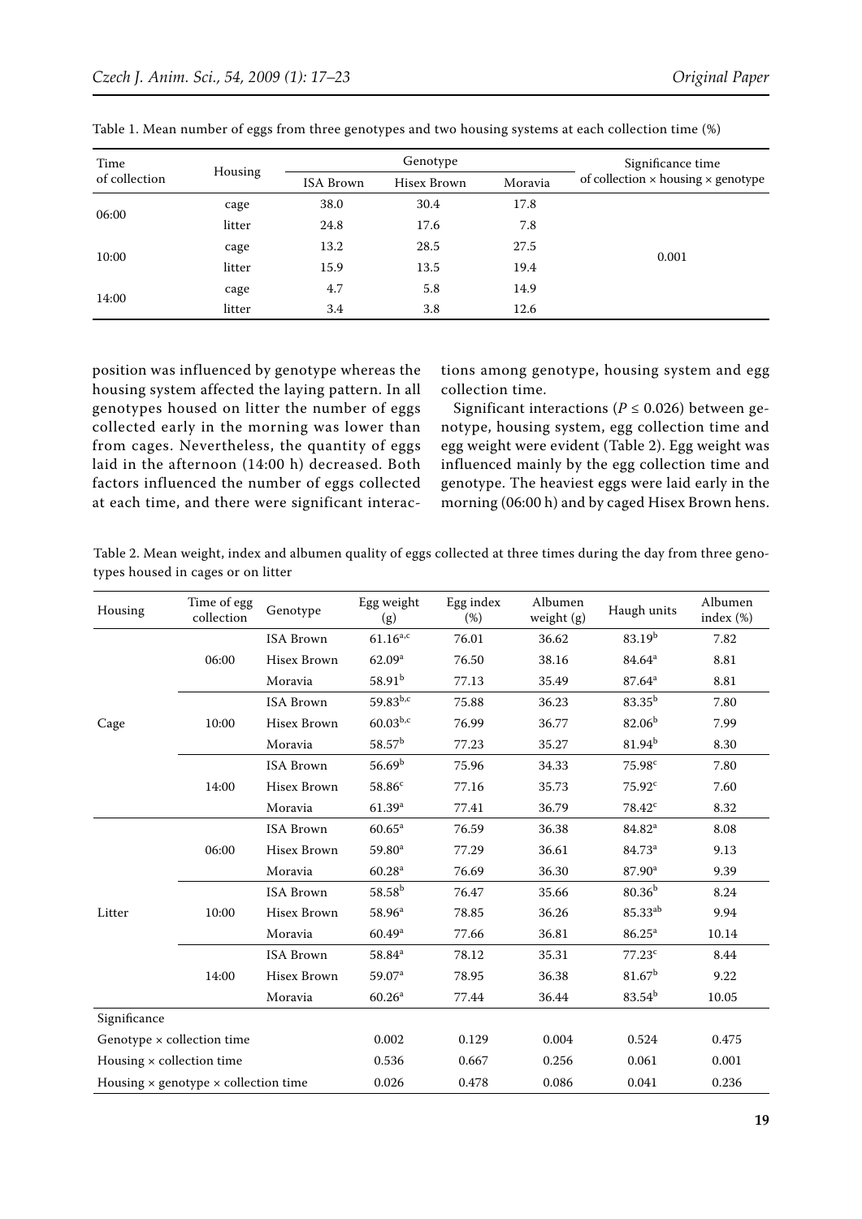Table 1. Mean number of eggs from three genotypes and two housing systems at each collection time (%)

| Time of collection | Housing | Genotype | | | Significance time of collection × housing × genotype |
|---|---|---|---|---|---|
| | | ISA Brown | Hisex Brown | Moravia | |
| 06:00 | cage | 38.0 | 30.4 | 17.8 | |
| | litter | 24.8 | 17.6 | 7.8 | |
| 10:00 | cage | 13.2 | 28.5 | 27.5 | 0.001 |
| | litter | 15.9 | 13.5 | 19.4 | |
| 14:00 | cage | 4.7 | 5.8 | 14.9 | |
| | litter | 3.4 | 3.8 | 12.6 | |

position was influenced by genotype whereas the housing system affected the laying pattern. In all genotypes housed on litter the number of eggs collected early in the morning was lower than from cages. Nevertheless, the quantity of eggs laid in the afternoon (14:00 h) decreased. Both factors influenced the number of eggs collected at each time, and there were significant interactions among genotype, housing system and egg collection time.

Significant interactions ($P \leq 0.026$) between genotype, housing system, egg collection time and egg weight were evident (Table 2). Egg weight was influenced mainly by the egg collection time and genotype. The heaviest eggs were laid early in the morning (06:00 h) and by caged Hisex Brown hens.

Table 2. Mean weight, index and albumen quality of eggs collected at three times during the day from three genotypes housed in cages or on litter

| Housing | Time of egg collection | Genotype | Egg weight (g) | Egg index (%) | Albumen weight (g) | Haugh units | Albumen index (%) |
|---|---|---|---|---|---|---|---|
| Cage | 06:00 | ISA Brown | $61.16^{a,c}$ | 76.01 | 36.62 | $83.19^{b}$ | 7.82 |
| | | Hisex Brown | $62.09^{a}$ | 76.50 | 38.16 | $84.64^{a}$ | 8.81 |
| | | Moravia | $58.91^{b}$ | 77.13 | 35.49 | $87.64^{a}$ | 8.81 |
| | 10:00 | ISA Brown | $59.83^{b,c}$ | 75.88 | 36.23 | $83.35^{b}$ | 7.80 |
| | | Hisex Brown | $60.03^{b,c}$ | 76.99 | 36.77 | $82.06^{b}$ | 7.99 |
| | | Moravia | $58.57^{b}$ | 77.23 | 35.27 | $81.94^{b}$ | 8.30 |
| | 14:00 | ISA Brown | $56.69^{b}$ | 75.96 | 34.33 | $75.98^{c}$ | 7.80 |
| | | Hisex Brown | $58.86^{c}$ | 77.16 | 35.73 | $75.92^{c}$ | 7.60 |
| | | Moravia | $61.39^{a}$ | 77.41 | 36.79 | $78.42^{c}$ | 8.32 |
| Litter | 06:00 | ISA Brown | $60.65^{a}$ | 76.59 | 36.38 | $84.82^{a}$ | 8.08 |
| | | Hisex Brown | $59.80^{a}$ | 77.29 | 36.61 | $84.73^{a}$ | 9.13 |
| | | Moravia | $60.28^{a}$ | 76.69 | 36.30 | $87.90^{a}$ | 9.39 |
| | 10:00 | ISA Brown | $58.58^{b}$ | 76.47 | 35.66 | $80.36^{b}$ | 8.24 |
| | | Hisex Brown | $58.96^{a}$ | 78.85 | 36.26 | $85.33^{ab}$ | 9.94 |
| | | Moravia | $60.49^{a}$ | 77.66 | 36.81 | $86.25^{a}$ | 10.14 |
| | 14:00 | ISA Brown | $58.84^{a}$ | 78.12 | 35.31 | $77.23^{c}$ | 8.44 |
| | | Hisex Brown | $59.07^{a}$ | 78.95 | 36.38 | $81.67^{b}$ | 9.22 |
| | | Moravia | $60.26^{a}$ | 77.44 | 36.44 | $83.54^{b}$ | 10.05 |
| Significance | | | | | | | |
| Genotype × collection time | | | 0.002 | 0.129 | 0.004 | 0.524 | 0.475 |
| Housing × collection time | | | 0.536 | 0.667 | 0.256 | 0.061 | 0.001 |
| Housing × genotype × collection time | | | 0.026 | 0.478 | 0.086 | 0.041 | 0.236 |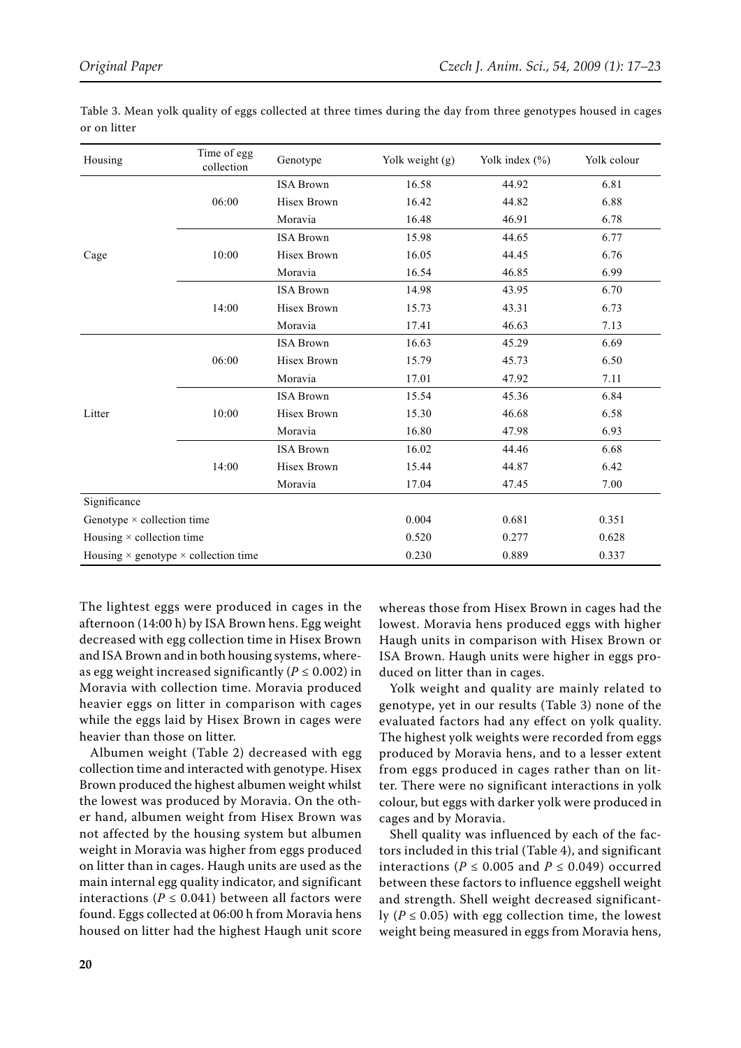Table 3. Mean yolk quality of eggs collected at three times during the day from three genotypes housed in cages or on litter

| Housing | Time of egg collection | Genotype | Yolk weight (g) | Yolk index (%) | Yolk colour |
|---|---|---|---|---|---|
| Cage | 06:00 | ISA Brown | 16.58 | 44.92 | 6.81 |
| | | Hisex Brown | 16.42 | 44.82 | 6.88 |
| | | Moravia | 16.48 | 46.91 | 6.78 |
| | 10:00 | ISA Brown | 15.98 | 44.65 | 6.77 |
| | | Hisex Brown | 16.05 | 44.45 | 6.76 |
| | | Moravia | 16.54 | 46.85 | 6.99 |
| | 14:00 | ISA Brown | 14.98 | 43.95 | 6.70 |
| | | Hisex Brown | 15.73 | 43.31 | 6.73 |
| | | Moravia | 17.41 | 46.63 | 7.13 |
| Litter | 06:00 | ISA Brown | 16.63 | 45.29 | 6.69 |
| | | Hisex Brown | 15.79 | 45.73 | 6.50 |
| | | Moravia | 17.01 | 47.92 | 7.11 |
| | 10:00 | ISA Brown | 15.54 | 45.36 | 6.84 |
| | | Hisex Brown | 15.30 | 46.68 | 6.58 |
| | | Moravia | 16.80 | 47.98 | 6.93 |
| | 14:00 | ISA Brown | 16.02 | 44.46 | 6.68 |
| | | Hisex Brown | 15.44 | 44.87 | 6.42 |
| | | Moravia | 17.04 | 47.45 | 7.00 |
| Significance | | | | | |
| Genotype × collection time | | | 0.004 | 0.681 | 0.351 |
| Housing × collection time | | | 0.520 | 0.277 | 0.628 |
| Housing × genotype × collection time | | | 0.230 | 0.889 | 0.337 |

The lightest eggs were produced in cages in the afternoon (14:00 h) by ISA Brown hens. Egg weight decreased with egg collection time in Hisex Brown and ISA Brown and in both housing systems, whereas egg weight increased significantly ($P \leq 0.002$) in Moravia with collection time. Moravia produced heavier eggs on litter in comparison with cages while the eggs laid by Hisex Brown in cages were heavier than those on litter.

Albumen weight (Table 2) decreased with egg collection time and interacted with genotype. Hisex Brown produced the highest albumen weight whilst the lowest was produced by Moravia. On the other hand, albumen weight from Hisex Brown was not affected by the housing system but albumen weight in Moravia was higher from eggs produced on litter than in cages. Haugh units are used as the main internal egg quality indicator, and significant interactions ($P \leq 0.041$) between all factors were found. Eggs collected at 06:00 h from Moravia hens housed on litter had the highest Haugh unit score whereas those from Hisex Brown in cages had the lowest. Moravia hens produced eggs with higher Haugh units in comparison with Hisex Brown or ISA Brown. Haugh units were higher in eggs produced on litter than in cages.

Yolk weight and quality are mainly related to genotype, yet in our results (Table 3) none of the evaluated factors had any effect on yolk quality. The highest yolk weights were recorded from eggs produced by Moravia hens, and to a lesser extent from eggs produced in cages rather than on litter. There were no significant interactions in yolk colour, but eggs with darker yolk were produced in cages and by Moravia.

Shell quality was influenced by each of the factors included in this trial (Table 4), and significant interactions ($P \leq 0.005$ and $P \leq 0.049$) occurred between these factors to influence eggshell weight and strength. Shell weight decreased significantly ($P \leq 0.05$) with egg collection time, the lowest weight being measured in eggs from Moravia hens,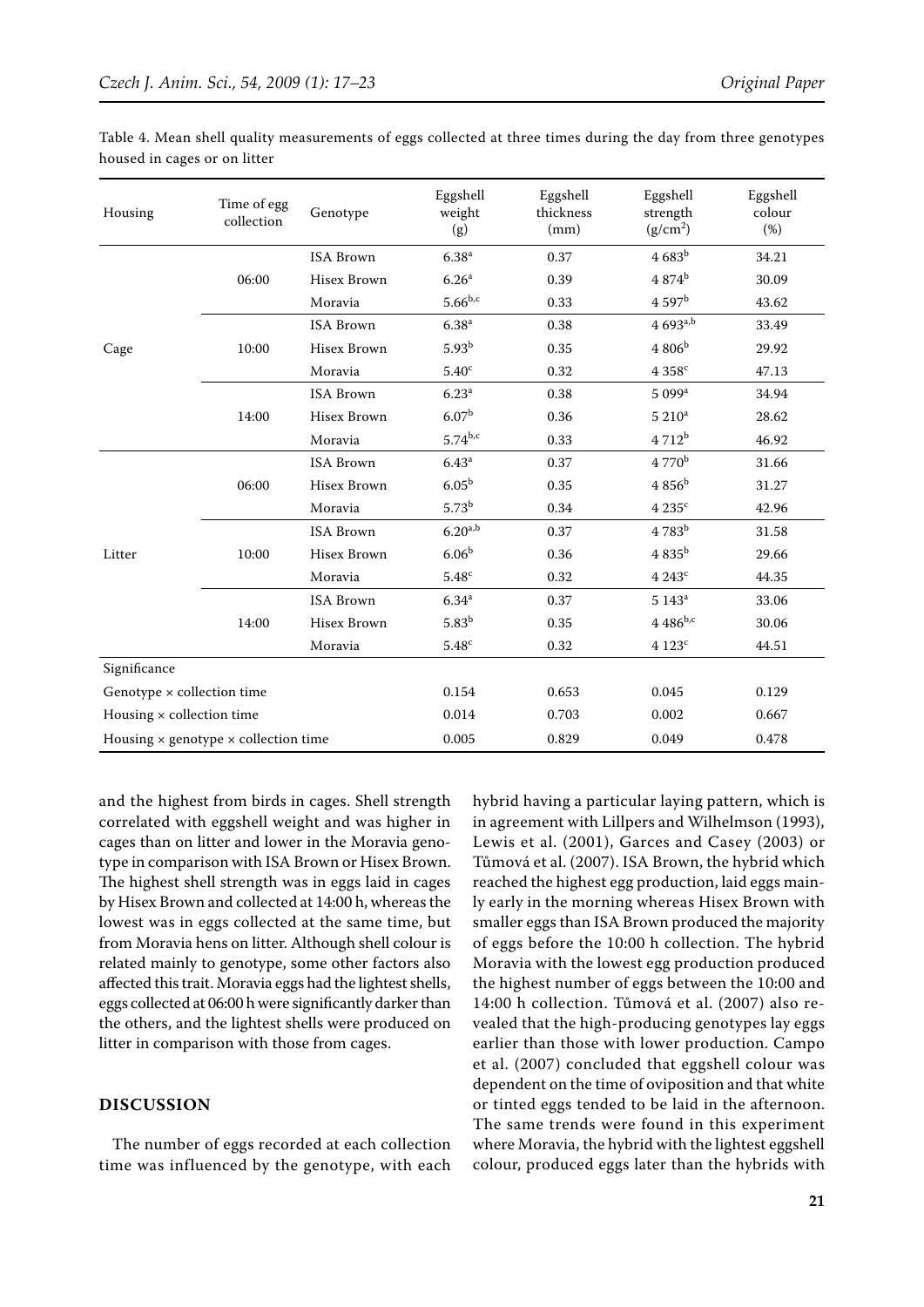Table 4. Mean shell quality measurements of eggs collected at three times during the day from three genotypes housed in cages or on litter

| Housing | Time of egg collection | Genotype | Eggshell weight (g) | Eggshell thickness (mm) | Eggshell strength (g/cm$^2$) | Eggshell colour (%) |
|---|---|---|---|---|---|---|
| Cage | 06:00 | ISA Brown | 6.38[a] | 0.37 | 4 683[b] | 34.21 |
| | | Hisex Brown | 6.26[a] | 0.39 | 4 874[b] | 30.09 |
| | | Moravia | 5.66[b,c] | 0.33 | 4 597[b] | 43.62 |
| | 10:00 | ISA Brown | 6.38[a] | 0.38 | 4 693[a,b] | 33.49 |
| | | Hisex Brown | 5.93[b] | 0.35 | 4 806[b] | 29.92 |
| | | Moravia | 5.40[c] | 0.32 | 4 358[c] | 47.13 |
| | 14:00 | ISA Brown | 6.23[a] | 0.38 | 5 099[a] | 34.94 |
| | | Hisex Brown | 6.07[b] | 0.36 | 5 210[a] | 28.62 |
| | | Moravia | 5.74[b,c] | 0.33 | 4 712[b] | 46.92 |
| Litter | 06:00 | ISA Brown | 6.43[a] | 0.37 | 4 770[b] | 31.66 |
| | | Hisex Brown | 6.05[b] | 0.35 | 4 856[b] | 31.27 |
| | | Moravia | 5.73[b] | 0.34 | 4 235[c] | 42.96 |
| | 10:00 | ISA Brown | 6.20[a,b] | 0.37 | 4 783[b] | 31.58 |
| | | Hisex Brown | 6.06[b] | 0.36 | 4 835[b] | 29.66 |
| | | Moravia | 5.48[c] | 0.32 | 4 243[c] | 44.35 |
| | 14:00 | ISA Brown | 6.34[a] | 0.37 | 5 143[a] | 33.06 |
| | | Hisex Brown | 5.83[b] | 0.35 | 4 486[b,c] | 30.06 |
| | | Moravia | 5.48[c] | 0.32 | 4 123[c] | 44.51 |
| Significance | | | | | | |
| Genotype × collection time | | | 0.154 | 0.653 | 0.045 | 0.129 |
| Housing × collection time | | | 0.014 | 0.703 | 0.002 | 0.667 |
| Housing × genotype × collection time | | | 0.005 | 0.829 | 0.049 | 0.478 |

and the highest from birds in cages. Shell strength correlated with eggshell weight and was higher in cages than on litter and lower in the Moravia genotype in comparison with ISA Brown or Hisex Brown. The highest shell strength was in eggs laid in cages by Hisex Brown and collected at 14:00 h, whereas the lowest was in eggs collected at the same time, but from Moravia hens on litter. Although shell colour is related mainly to genotype, some other factors also affected this trait. Moravia eggs had the lightest shells, eggs collected at 06:00 h were significantly darker than the others, and the lightest shells were produced on litter in comparison with those from cages.

## DISCUSSION

The number of eggs recorded at each collection time was influenced by the genotype, with each hybrid having a particular laying pattern, which is in agreement with Lillpers and Wilhelmson (1993), Lewis et al. (2001), Garces and Casey (2003) or Tůmová et al. (2007). ISA Brown, the hybrid which reached the highest egg production, laid eggs mainly early in the morning whereas Hisex Brown with smaller eggs than ISA Brown produced the majority of eggs before the 10:00 h collection. The hybrid Moravia with the lowest egg production produced the highest number of eggs between the 10:00 and 14:00 h collection. Tůmová et al. (2007) also revealed that the high-producing genotypes lay eggs earlier than those with lower production. Campo et al. (2007) concluded that eggshell colour was dependent on the time of oviposition and that white or tinted eggs tended to be laid in the afternoon. The same trends were found in this experiment where Moravia, the hybrid with the lightest eggshell colour, produced eggs later than the hybrids with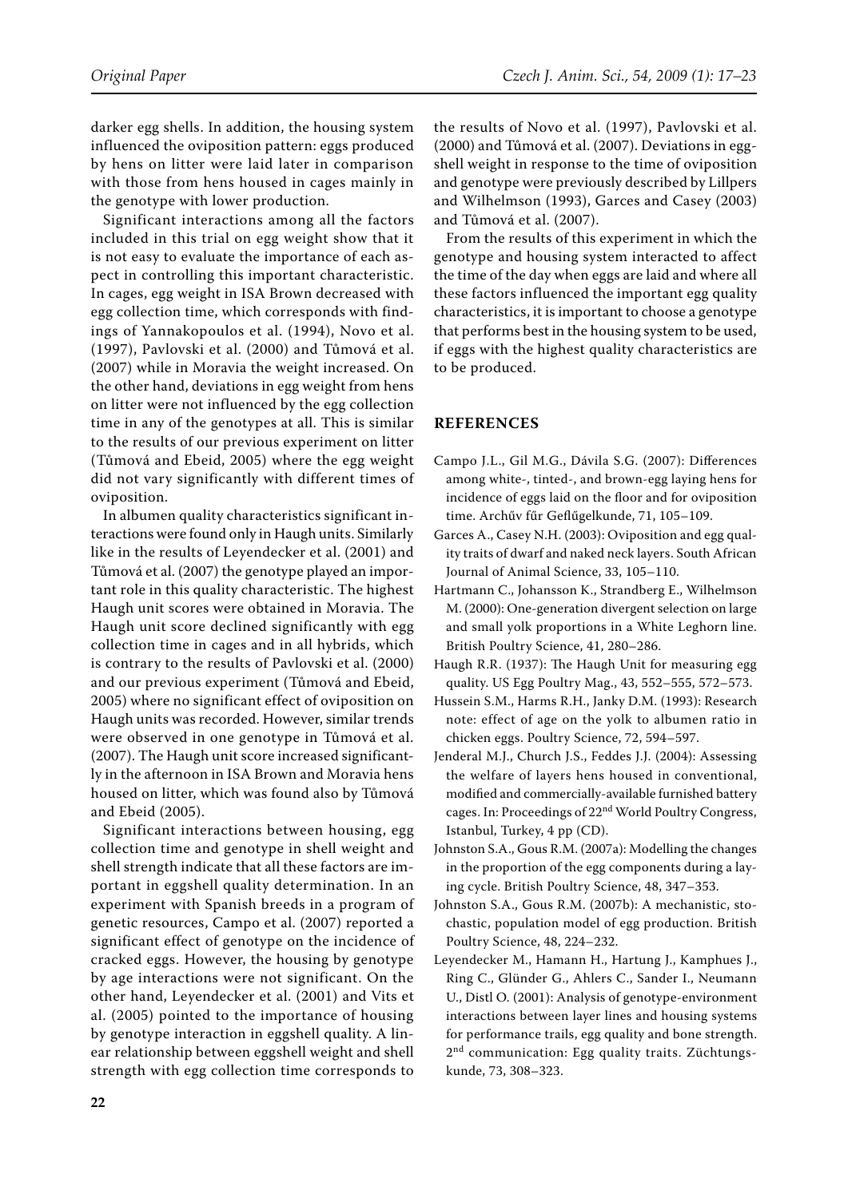darker egg shells. In addition, the housing system influenced the oviposition pattern: eggs produced by hens on litter were laid later in comparison with those from hens housed in cages mainly in the genotype with lower production.

Significant interactions among all the factors included in this trial on egg weight show that it is not easy to evaluate the importance of each aspect in controlling this important characteristic. In cages, egg weight in ISA Brown decreased with egg collection time, which corresponds with findings of Yannakopoulos et al. (1994), Novo et al. (1997), Pavlovski et al. (2000) and Tůmová et al. (2007) while in Moravia the weight increased. On the other hand, deviations in egg weight from hens on litter were not influenced by the egg collection time in any of the genotypes at all. This is similar to the results of our previous experiment on litter (Tůmová and Ebeid, 2005) where the egg weight did not vary significantly with different times of oviposition.

In albumen quality characteristics significant interactions were found only in Haugh units. Similarly like in the results of Leyendecker et al. (2001) and Tůmová et al. (2007) the genotype played an important role in this quality characteristic. The highest Haugh unit scores were obtained in Moravia. The Haugh unit score declined significantly with egg collection time in cages and in all hybrids, which is contrary to the results of Pavlovski et al. (2000) and our previous experiment (Tůmová and Ebeid, 2005) where no significant effect of oviposition on Haugh units was recorded. However, similar trends were observed in one genotype in Tůmová et al. (2007). The Haugh unit score increased significantly in the afternoon in ISA Brown and Moravia hens housed on litter, which was found also by Tůmová and Ebeid (2005).

Significant interactions between housing, egg collection time and genotype in shell weight and shell strength indicate that all these factors are important in eggshell quality determination. In an experiment with Spanish breeds in a program of genetic resources, Campo et al. (2007) reported a significant effect of genotype on the incidence of cracked eggs. However, the housing by genotype by age interactions were not significant. On the other hand, Leyendecker et al. (2001) and Vits et al. (2005) pointed to the importance of housing by genotype interaction in eggshell quality. A linear relationship between eggshell weight and shell strength with egg collection time corresponds to the results of Novo et al. (1997), Pavlovski et al. (2000) and Tůmová et al. (2007). Deviations in eggshell weight in response to the time of oviposition and genotype were previously described by Lillpers and Wilhelmson (1993), Garces and Casey (2003) and Tůmová et al. (2007).

From the results of this experiment in which the genotype and housing system interacted to affect the time of the day when eggs are laid and where all these factors influenced the important egg quality characteristics, it is important to choose a genotype that performs best in the housing system to be used, if eggs with the highest quality characteristics are to be produced.

## REFERENCES

Campo J.L., Gil M.G., Dávila S.G. (2007): Differences among white-, tinted-, and brown-egg laying hens for incidence of eggs laid on the floor and for oviposition time. Archův fűr Geflűgelkunde, 71, 105–109.

Garces A., Casey N.H. (2003): Oviposition and egg quality traits of dwarf and naked neck layers. South African Journal of Animal Science, 33, 105–110.

Hartmann C., Johansson K., Strandberg E., Wilhelmson M. (2000): One-generation divergent selection on large and small yolk proportions in a White Leghorn line. British Poultry Science, 41, 280–286.

Haugh R.R. (1937): The Haugh Unit for measuring egg quality. US Egg Poultry Mag., 43, 552–555, 572–573.

Hussein S.M., Harms R.H., Janky D.M. (1993): Research note: effect of age on the yolk to albumen ratio in chicken eggs. Poultry Science, 72, 594–597.

Jenderal M.J., Church J.S., Feddes J.J. (2004): Assessing the welfare of layers hens housed in conventional, modified and commercially-available furnished battery cages. In: Proceedings of 22nd World Poultry Congress, Istanbul, Turkey, 4 pp (CD).

Johnston S.A., Gous R.M. (2007a): Modelling the changes in the proportion of the egg components during a laying cycle. British Poultry Science, 48, 347–353.

Johnston S.A., Gous R.M. (2007b): A mechanistic, stochastic, population model of egg production. British Poultry Science, 48, 224–232.

Leyendecker M., Hamann H., Hartung J., Kamphues J., Ring C., Glünder G., Ahlers C., Sander I., Neumann U., Distl O. (2001): Analysis of genotype-environment interactions between layer lines and housing systems for performance trails, egg quality and bone strength. 2nd communication: Egg quality traits. Züchtungskunde, 73, 308–323.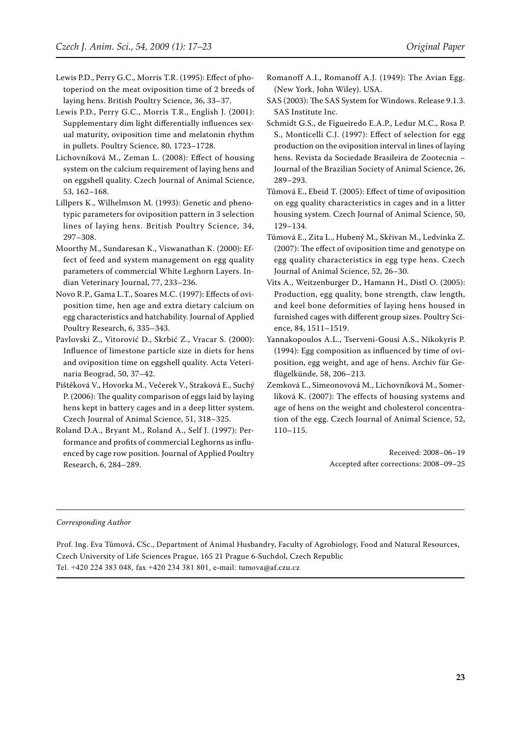Lewis P.D., Perry G.C., Morris T.R. (1995): Effect of photoperiod on the meat oviposition time of 2 breeds of laying hens. British Poultry Science, 36, 33–37.

Lewis P.D., Perry G.C., Morris T.R., English J. (2001): Supplementary dim light differentially influences sexual maturity, oviposition time and melatonin rhythm in pullets. Poultry Science, 80, 1723–1728.

Lichovníková M., Zeman L. (2008): Effect of housing system on the calcium requirement of laying hens and on eggshell quality. Czech Journal of Animal Science, 53, 162–168.

Lillpers K., Wilhelmson M. (1993): Genetic and phenotypic parameters for oviposition pattern in 3 selection lines of laying hens. British Poultry Science, 34, 297–308.

Moorthy M., Sundaresan K., Viswanathan K. (2000): Effect of feed and system management on egg quality parameters of commercial White Leghorn Layers. Indian Veterinary Journal, 77, 233–236.

Novo R.P., Gama L.T., Soares M.C. (1997): Effects of oviposition time, hen age and extra dietary calcium on egg characteristics and hatchability. Journal of Applied Poultry Research, 6, 335–343.

Pavlovski Z., Vitorović D., Skrbić Z., Vracar S. (2000): Influence of limestone particle size in diets for hens and oviposition time on eggshell quality. Acta Veterinaria Beograd, 50, 37–42.

Pištěková V., Hovorka M., Večerek V., Straková E., Suchý P. (2006): The quality comparison of eggs laid by laying hens kept in battery cages and in a deep litter system. Czech Journal of Animal Science, 51, 318–325.

Roland D.A., Bryant M., Roland A., Self J. (1997): Performance and profits of commercial Leghorns as influenced by cage row position. Journal of Applied Poultry Research, 6, 284–289.

Romanoff A.I., Romanoff A.J. (1949): The Avian Egg. (New York, John Wiley). USA.

SAS (2003): The SAS System for Windows. Release 9.1.3. SAS Institute Inc.

Schmidt G.S., de Figueiredo E.A.P., Ledur M.C., Rosa P. S., Monticelli C.J. (1997): Effect of selection for egg production on the oviposition interval in lines of laying hens. Revista da Sociedade Brasileira de Zootecnia – Journal of the Brazilian Society of Animal Science, 26, 289–293.

Tůmová E., Ebeid T. (2005): Effect of time of oviposition on egg quality characteristics in cages and in a litter housing system. Czech Journal of Animal Science, 50, 129–134.

Tůmová E., Zita L., Hubený M., Skřivan M., Ledvinka Z. (2007): The effect of oviposition time and genotype on egg quality characteristics in egg type hens. Czech Journal of Animal Science, 52, 26–30.

Vits A., Weitzenburger D., Hamann H., Distl O. (2005): Production, egg quality, bone strength, claw length, and keel bone deformities of laying hens housed in furnished cages with different group sizes. Poultry Science, 84, 1511–1519.

Yannakopoulos A.L., Tserveni-Gousi A.S., Nikokyris P. (1994): Egg composition as influenced by time of oviposition, egg weight, and age of hens. Archiv für Geflügelkünde, 58, 206–213.

Zemková Ľ., Simeonovová M., Lichovníková M., Somerlíková K. (2007): The effects of housing systems and age of hens on the weight and cholesterol concentration of the egg. Czech Journal of Animal Science, 52, 110–115.

Received: 2008–06–19
Accepted after corrections: 2008–09–25

*Corresponding Author*

Prof. Ing. Eva Tůmová, CSc., Department of Animal Husbandry, Faculty of Agrobiology, Food and Natural Resources, Czech University of Life Sciences Prague, 165 21 Prague 6-Suchdol, Czech Republic
Tel. +420 224 383 048, fax +420 234 381 801, e-mail: tumova@af.czu.cz